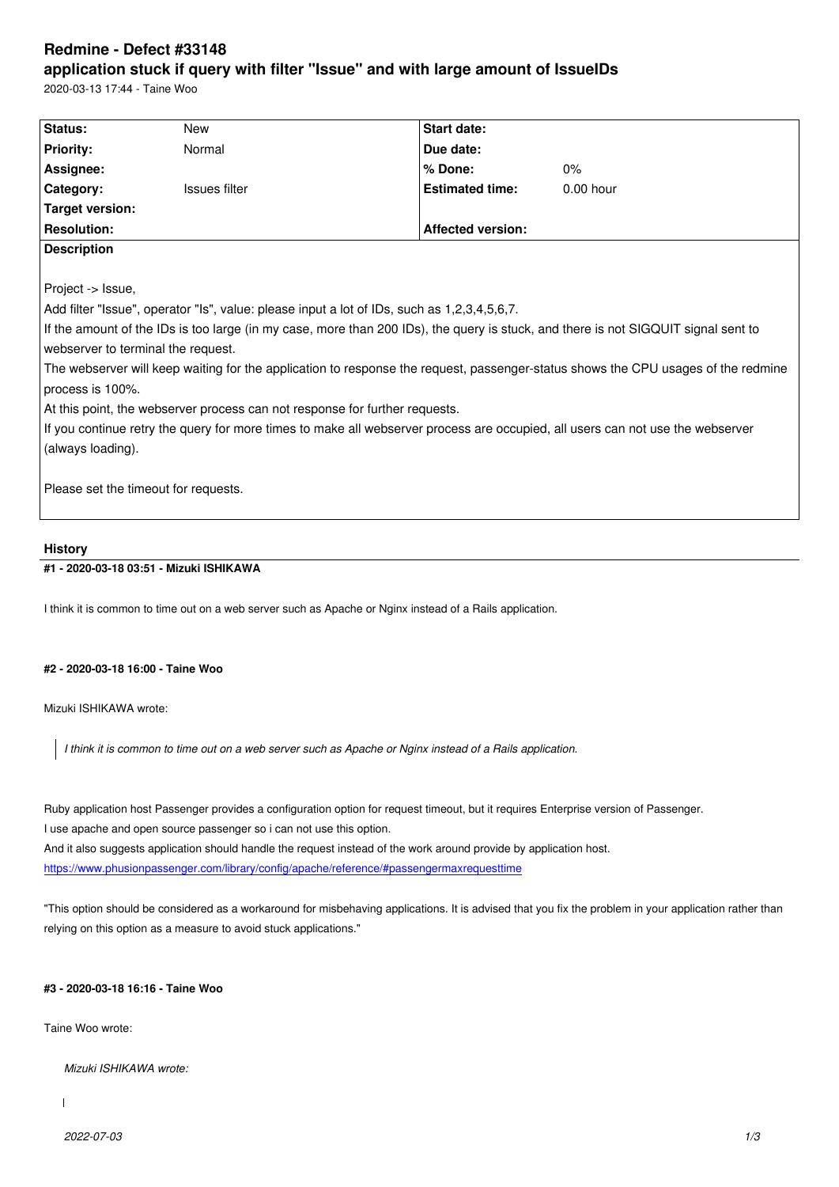# Redmine - Defect #33148

## application stuck if query with filter "Issue" and with large amount of IssueIDs

2020-03-13 17:44 - Taine Woo

| Status: | New | Start date: | |
|---|---|---|---|
| Priority: | Normal | Due date: | |
| Assignee: | | % Done: | 0% |
| Category: | Issues filter | Estimated time: | 0.00 hour |
| Target version: | | | |
| Resolution: | | Affected version: | |

**Description**

Project -> Issue,

Add filter "Issue", operator "Is", value: please input a lot of IDs, such as 1,2,3,4,5,6,7.

If the amount of the IDs is too large (in my case, more than 200 IDs), the query is stuck, and there is not SIGQUIT signal sent to webserver to terminal the request.

The webserver will keep waiting for the application to response the request, passenger-status shows the CPU usages of the redmine process is 100%.

At this point, the webserver process can not response for further requests.

If you continue retry the query for more times to make all webserver process are occupied, all users can not use the webserver (always loading).

Please set the timeout for requests.

### History

#### #1 - 2020-03-18 03:51 - Mizuki ISHIKAWA

I think it is common to time out on a web server such as Apache or Nginx instead of a Rails application.

#### #2 - 2020-03-18 16:00 - Taine Woo

Mizuki ISHIKAWA wrote:

> *I think it is common to time out on a web server such as Apache or Nginx instead of a Rails application.*

Ruby application host Passenger provides a configuration option for request timeout, but it requires Enterprise version of Passenger.

I use apache and open source passenger so i can not use this option.

And it also suggests application should handle the request instead of the work around provide by application host.

https://www.phusionpassenger.com/library/config/apache/reference/#passengermaxrequesttime

"This option should be considered as a workaround for misbehaving applications. It is advised that you fix the problem in your application rather than relying on this option as a measure to avoid stuck applications."

#### #3 - 2020-03-18 16:16 - Taine Woo

Taine Woo wrote:

> *Mizuki ISHIKAWA wrote:*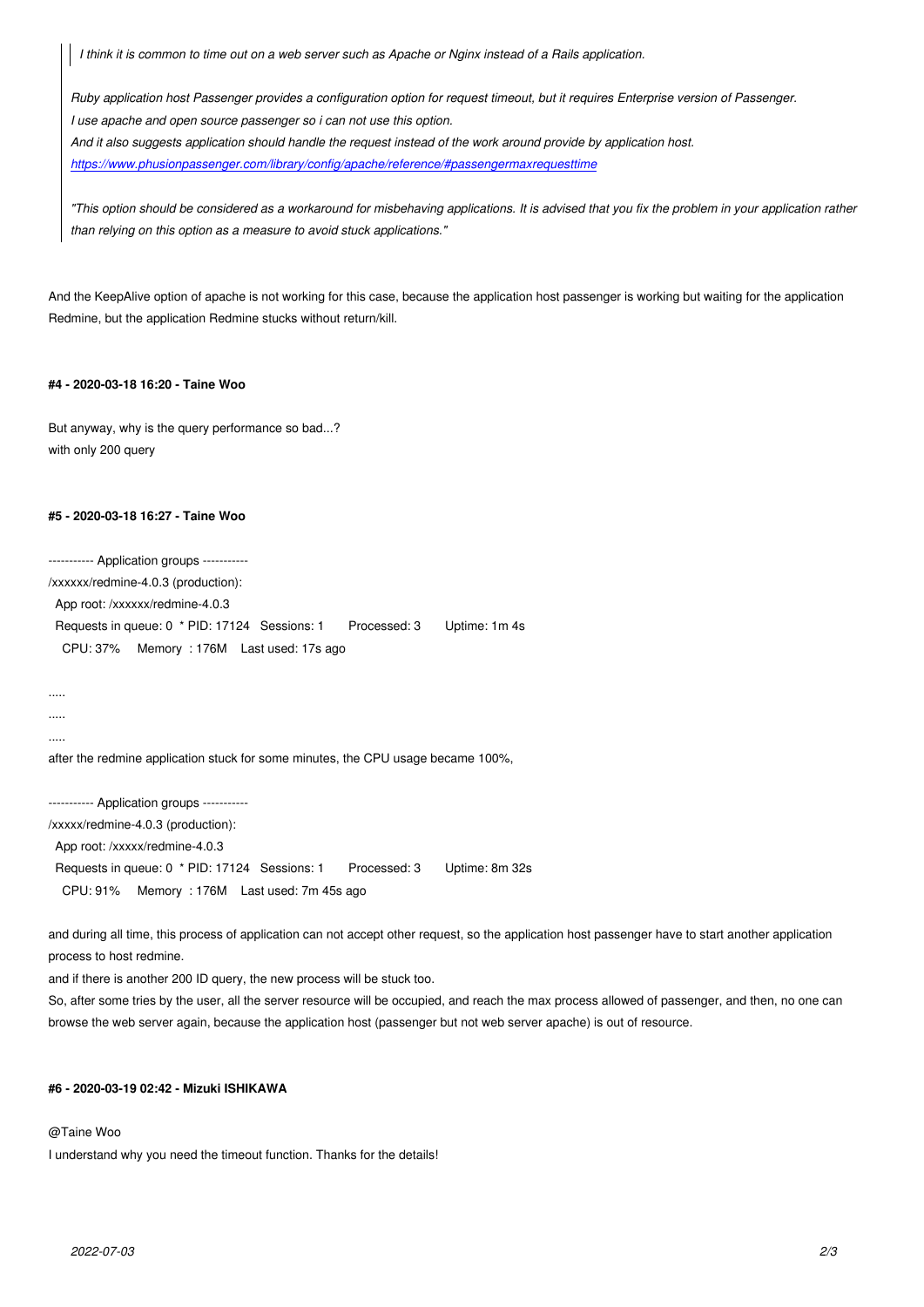> *I think it is common to time out on a web server such as Apache or Nginx instead of a Rails application.*
>
> *Ruby application host Passenger provides a configuration option for request timeout, but it requires Enterprise version of Passenger.*
> *I use apache and open source passenger so i can not use this option.*
> *And it also suggests application should handle the request instead of the work around provide by application host.*
> *https://www.phusionpassenger.com/library/config/apache/reference/#passengermaxrequesttime*
>
> *"This option should be considered as a workaround for misbehaving applications. It is advised that you fix the problem in your application rather than relying on this option as a measure to avoid stuck applications."*

And the KeepAlive option of apache is not working for this case, because the application host passenger is working but waiting for the application Redmine, but the application Redmine stucks without return/kill.

#### #4 - 2020-03-18 16:20 - Taine Woo

But anyway, why is the query performance so bad...?
with only 200 query

#### #5 - 2020-03-18 16:27 - Taine Woo

```
----------- Application groups -----------
/xxxxxx/redmine-4.0.3 (production):
  App root: /xxxxxx/redmine-4.0.3
  Requests in queue: 0  * PID: 17124   Sessions: 1       Processed: 3       Uptime: 1m 4s
    CPU: 37%     Memory  : 176M    Last used: 17s ago
```

.....
.....
.....

after the redmine application stuck for some minutes, the CPU usage became 100%,

```
----------- Application groups -----------
/xxxxx/redmine-4.0.3 (production):
  App root: /xxxxx/redmine-4.0.3
  Requests in queue: 0  * PID: 17124   Sessions: 1       Processed: 3       Uptime: 8m 32s
    CPU: 91%     Memory  : 176M    Last used: 7m 45s ago
```

and during all time, this process of application can not accept other request, so the application host passenger have to start another application process to host redmine.
and if there is another 200 ID query, the new process will be stuck too.
So, after some tries by the user, all the server resource will be occupied, and reach the max process allowed of passenger, and then, no one can browse the web server again, because the application host (passenger but not web server apache) is out of resource.

#### #6 - 2020-03-19 02:42 - Mizuki ISHIKAWA

@Taine Woo
I understand why you need the timeout function. Thanks for the details!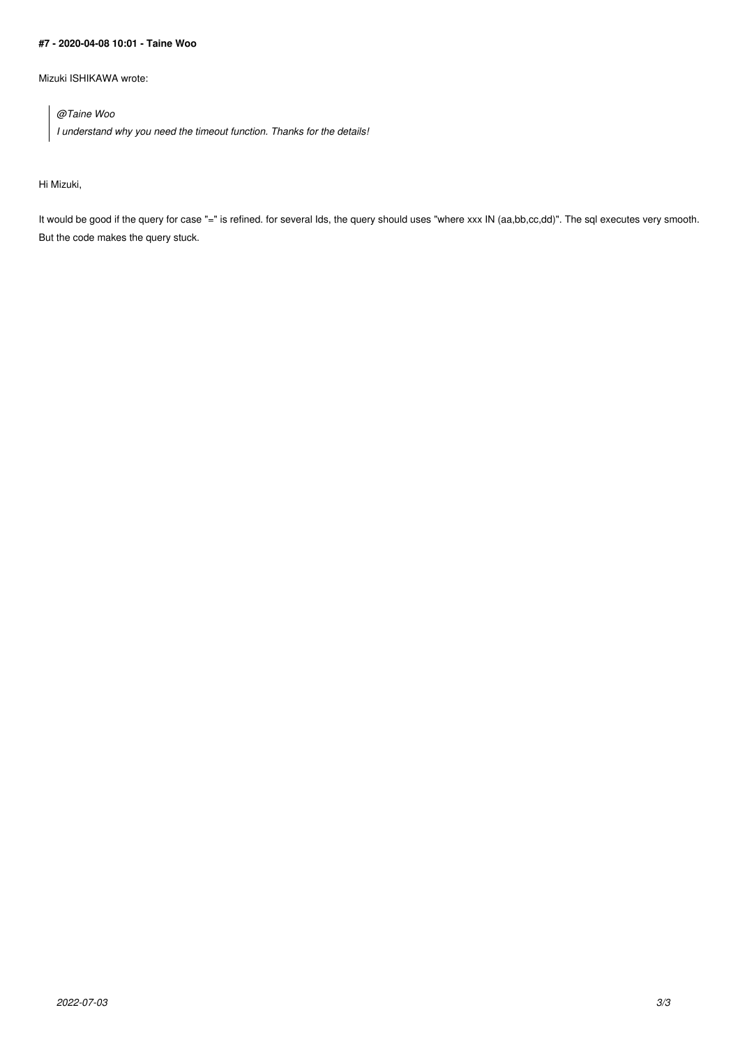#### #7 - 2020-04-08 10:01 - Taine Woo

Mizuki ISHIKAWA wrote:

> *@Taine Woo*
> *I understand why you need the timeout function. Thanks for the details!*

Hi Mizuki,

It would be good if the query for case "=" is refined. for several Ids, the query should uses "where xxx IN (aa,bb,cc,dd)". The sql executes very smooth. But the code makes the query stuck.